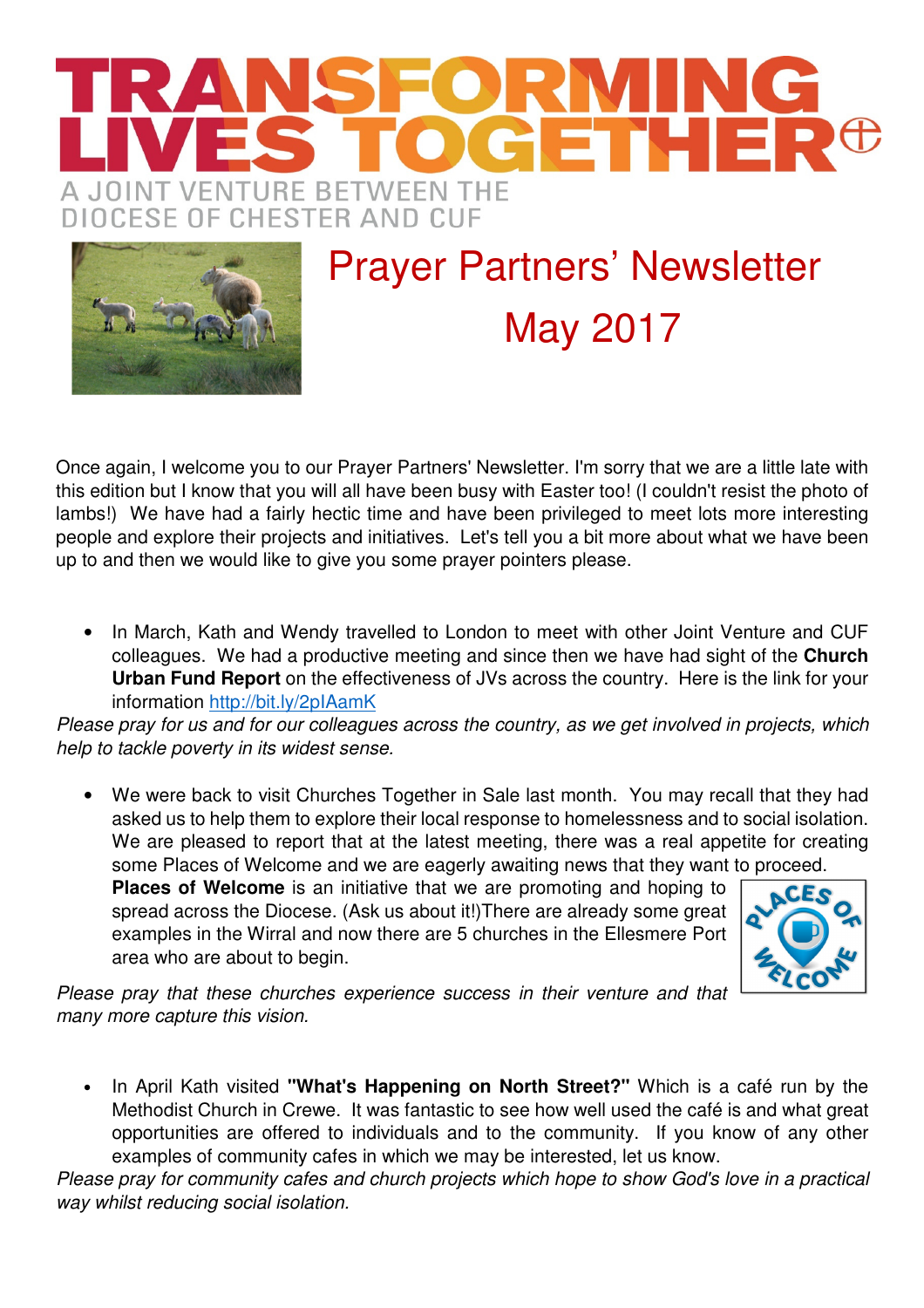# TRANSFORMING LIVES TOGETHER

A JOINT VENTURE BETWEEN THE DIOCESE OF CHESTER AND CUF

## Prayer Partners' Newsletter

## May 2017

Once again, I welcome you to our Prayer Partners' Newsletter. I'm sorry that we are a little late with this edition but I know that you will all have been busy with Easter too! (I couldn't resist the photo of lambs!) We have had a fairly hectic time and have been privileged to meet lots more interesting people and explore their projects and initiatives. Let's tell you a bit more about what we have been up to and then we would like to give you some prayer pointers please.

- In March, Kath and Wendy travelled to London to meet with other Joint Venture and CUF colleagues. We had a productive meeting and since then we have had sight of the **Church Urban Fund Report** on the effectiveness of JVs across the country. Here is the link for your information http://bit.ly/2plAamK

*Please pray for us and for our colleagues across the country, as we get involved in projects, which help to tackle poverty in its widest sense.*

- We were back to visit Churches Together in Sale last month. You may recall that they had asked us to help them to explore their local response to homelessness and to social isolation. We are pleased to report that at the latest meeting, there was a real appetite for creating some Places of Welcome and we are eagerly awaiting news that they want to proceed. **Places of Welcome** is an initiative that we are promoting and hoping to spread across the Diocese. (Ask us about it!)There are already some great examples in the Wirral and now there are 5 churches in the Ellesmere Port area who are about to begin.

*Please pray that these churches experience success in their venture and that many more capture this vision.*

- In April Kath visited **"What's Happening on North Street?"** Which is a café run by the Methodist Church in Crewe. It was fantastic to see how well used the café is and what great opportunities are offered to individuals and to the community. If you know of any other examples of community cafes in which we may be interested, let us know.

*Please pray for community cafes and church projects which hope to show God's love in a practical way whilst reducing social isolation.*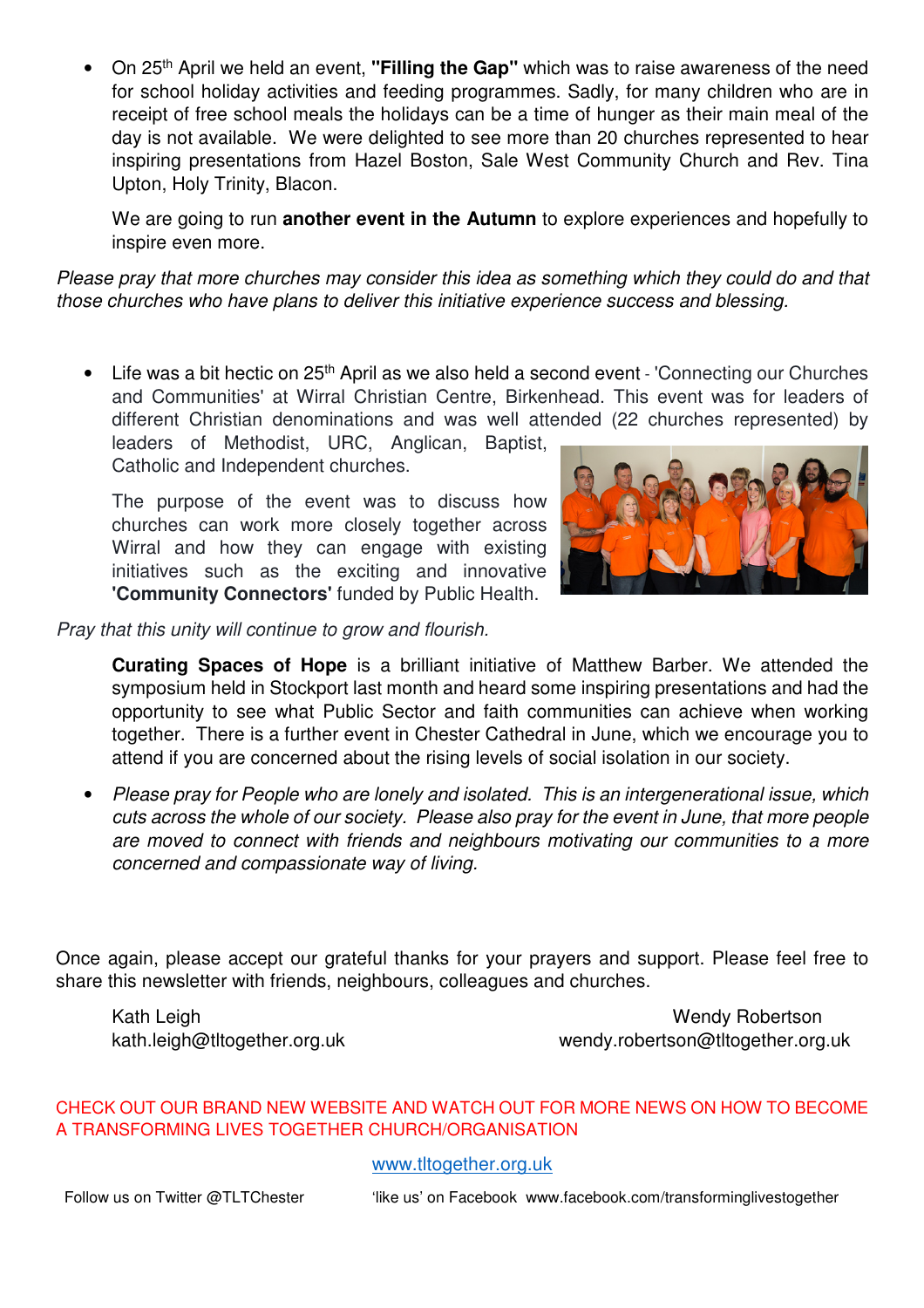- On 25th April we held an event, **"Filling the Gap"** which was to raise awareness of the need for school holiday activities and feeding programmes. Sadly, for many children who are in receipt of free school meals the holidays can be a time of hunger as their main meal of the day is not available. We were delighted to see more than 20 churches represented to hear inspiring presentations from Hazel Boston, Sale West Community Church and Rev. Tina Upton, Holy Trinity, Blacon.

  We are going to run **another event in the Autumn** to explore experiences and hopefully to inspire even more.

*Please pray that more churches may consider this idea as something which they could do and that those churches who have plans to deliver this initiative experience success and blessing.*

- Life was a bit hectic on 25th April as we also held a second event - 'Connecting our Churches and Communities' at Wirral Christian Centre, Birkenhead. This event was for leaders of different Christian denominations and was well attended (22 churches represented) by leaders of Methodist, URC, Anglican, Baptist, Catholic and Independent churches.

  The purpose of the event was to discuss how churches can work more closely together across Wirral and how they can engage with existing initiatives such as the exciting and innovative **'Community Connectors'** funded by Public Health.

*Pray that this unity will continue to grow and flourish.*

**Curating Spaces of Hope** is a brilliant initiative of Matthew Barber. We attended the symposium held in Stockport last month and heard some inspiring presentations and had the opportunity to see what Public Sector and faith communities can achieve when working together. There is a further event in Chester Cathedral in June, which we encourage you to attend if you are concerned about the rising levels of social isolation in our society.

- *Please pray for People who are lonely and isolated. This is an intergenerational issue, which cuts across the whole of our society. Please also pray for the event in June, that more people are moved to connect with friends and neighbours motivating our communities to a more concerned and compassionate way of living.*

Once again, please accept our grateful thanks for your prayers and support. Please feel free to share this newsletter with friends, neighbours, colleagues and churches.

Kath Leigh
kath.leigh@tltogether.org.uk

Wendy Robertson
wendy.robertson@tltogether.org.uk

CHECK OUT OUR BRAND NEW WEBSITE AND WATCH OUT FOR MORE NEWS ON HOW TO BECOME A TRANSFORMING LIVES TOGETHER CHURCH/ORGANISATION

www.tltogether.org.uk

Follow us on Twitter @TLTChester

'like us' on Facebook www.facebook.com/transforminglivestogether